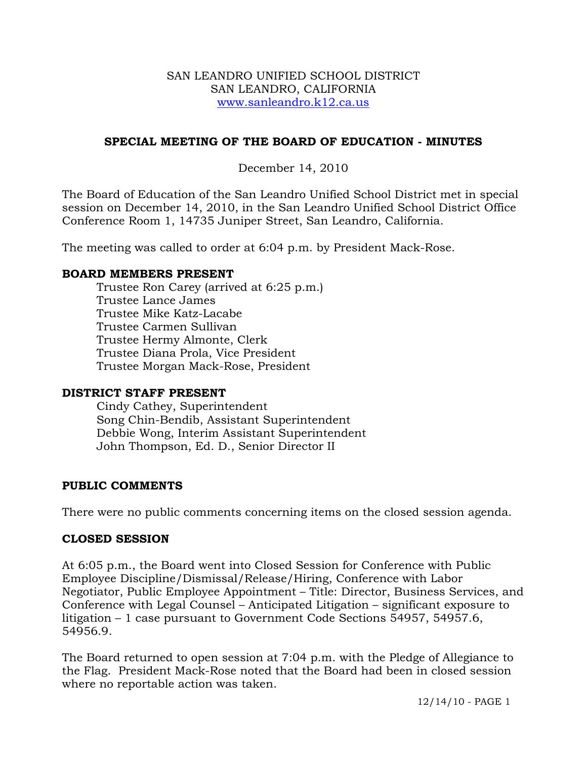SAN LEANDRO UNIFIED SCHOOL DISTRICT
SAN LEANDRO, CALIFORNIA
www.sanleandro.k12.ca.us

## SPECIAL MEETING OF THE BOARD OF EDUCATION - MINUTES

December 14, 2010

The Board of Education of the San Leandro Unified School District met in special session on December 14, 2010, in the San Leandro Unified School District Office Conference Room 1, 14735 Juniper Street, San Leandro, California.

The meeting was called to order at 6:04 p.m. by President Mack-Rose.

### BOARD MEMBERS PRESENT

Trustee Ron Carey (arrived at 6:25 p.m.)
Trustee Lance James
Trustee Mike Katz-Lacabe
Trustee Carmen Sullivan
Trustee Hermy Almonte, Clerk
Trustee Diana Prola, Vice President
Trustee Morgan Mack-Rose, President

### DISTRICT STAFF PRESENT

Cindy Cathey, Superintendent
Song Chin-Bendib, Assistant Superintendent
Debbie Wong, Interim Assistant Superintendent
John Thompson, Ed. D., Senior Director II

### PUBLIC COMMENTS

There were no public comments concerning items on the closed session agenda.

### CLOSED SESSION

At 6:05 p.m., the Board went into Closed Session for Conference with Public Employee Discipline/Dismissal/Release/Hiring, Conference with Labor Negotiator, Public Employee Appointment – Title: Director, Business Services, and Conference with Legal Counsel – Anticipated Litigation – significant exposure to litigation – 1 case pursuant to Government Code Sections 54957, 54957.6, 54956.9.

The Board returned to open session at 7:04 p.m. with the Pledge of Allegiance to the Flag. President Mack-Rose noted that the Board had been in closed session where no reportable action was taken.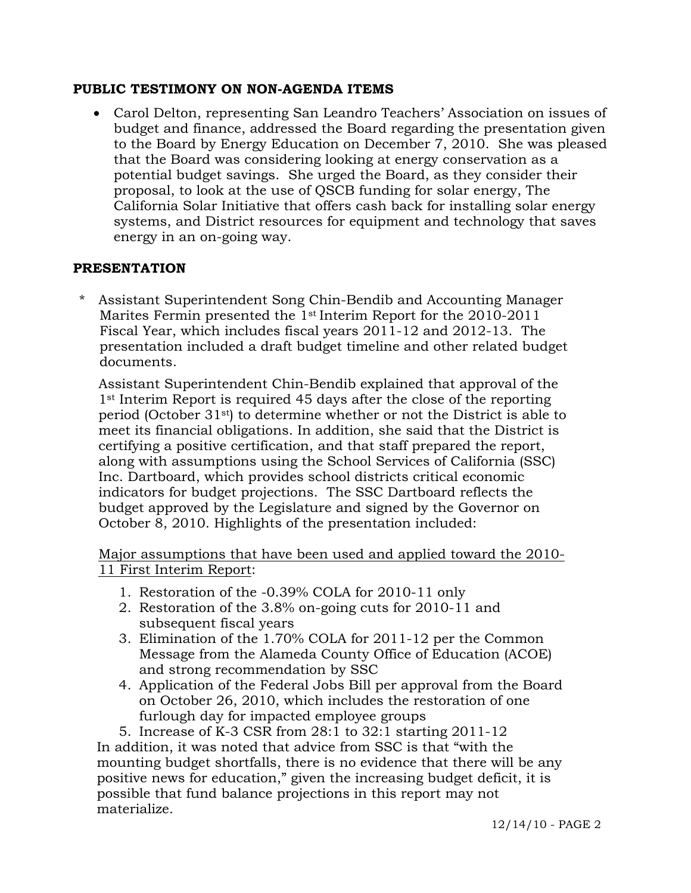**PUBLIC TESTIMONY ON NON-AGENDA ITEMS**

- Carol Delton, representing San Leandro Teachers' Association on issues of budget and finance, addressed the Board regarding the presentation given to the Board by Energy Education on December 7, 2010. She was pleased that the Board was considering looking at energy conservation as a potential budget savings. She urged the Board, as they consider their proposal, to look at the use of QSCB funding for solar energy, The California Solar Initiative that offers cash back for installing solar energy systems, and District resources for equipment and technology that saves energy in an on-going way.

**PRESENTATION**

\* Assistant Superintendent Song Chin-Bendib and Accounting Manager Marites Fermin presented the 1st Interim Report for the 2010-2011 Fiscal Year, which includes fiscal years 2011-12 and 2012-13. The presentation included a draft budget timeline and other related budget documents.

Assistant Superintendent Chin-Bendib explained that approval of the 1st Interim Report is required 45 days after the close of the reporting period (October 31st) to determine whether or not the District is able to meet its financial obligations. In addition, she said that the District is certifying a positive certification, and that staff prepared the report, along with assumptions using the School Services of California (SSC) Inc. Dartboard, which provides school districts critical economic indicators for budget projections. The SSC Dartboard reflects the budget approved by the Legislature and signed by the Governor on October 8, 2010. Highlights of the presentation included:

<u>Major assumptions that have been used and applied toward the 2010-11 First Interim Report</u>:

1. Restoration of the -0.39% COLA for 2010-11 only
2. Restoration of the 3.8% on-going cuts for 2010-11 and subsequent fiscal years
3. Elimination of the 1.70% COLA for 2011-12 per the Common Message from the Alameda County Office of Education (ACOE) and strong recommendation by SSC
4. Application of the Federal Jobs Bill per approval from the Board on October 26, 2010, which includes the restoration of one furlough day for impacted employee groups
5. Increase of K-3 CSR from 28:1 to 32:1 starting 2011-12

In addition, it was noted that advice from SSC is that "with the mounting budget shortfalls, there is no evidence that there will be any positive news for education," given the increasing budget deficit, it is possible that fund balance projections in this report may not materialize.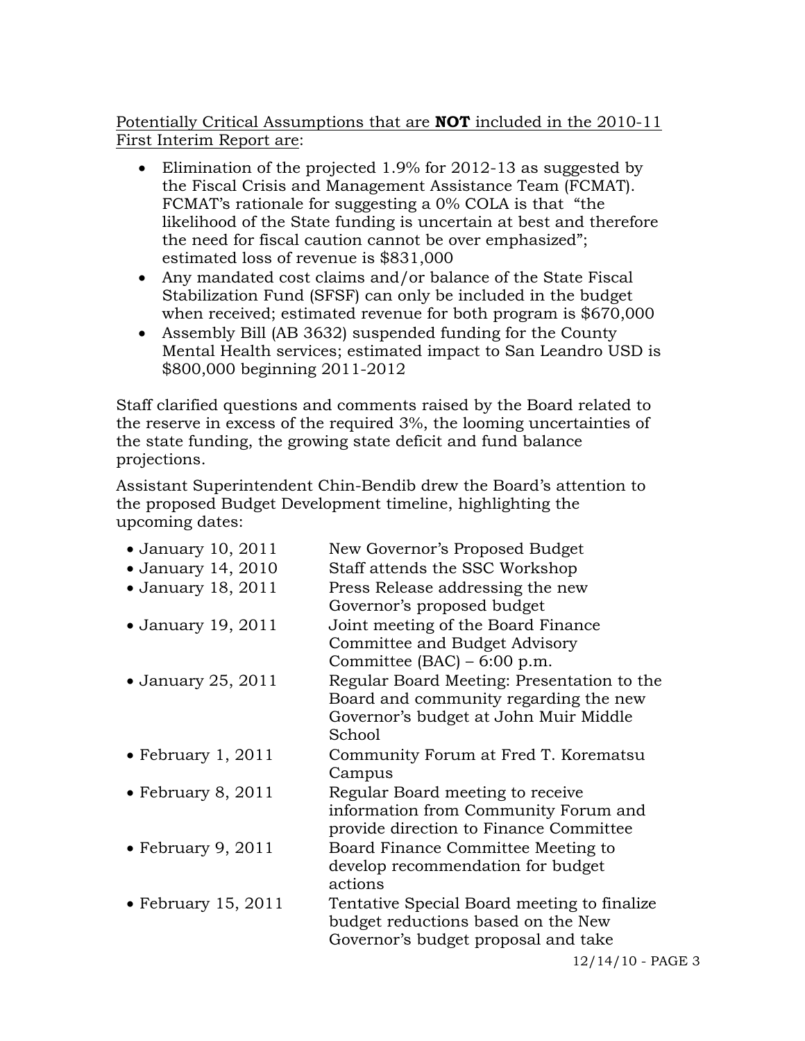Potentially Critical Assumptions that are **NOT** included in the 2010-11 First Interim Report are:

- Elimination of the projected 1.9% for 2012-13 as suggested by the Fiscal Crisis and Management Assistance Team (FCMAT). FCMAT's rationale for suggesting a 0% COLA is that "the likelihood of the State funding is uncertain at best and therefore the need for fiscal caution cannot be over emphasized"; estimated loss of revenue is $831,000
- Any mandated cost claims and/or balance of the State Fiscal Stabilization Fund (SFSF) can only be included in the budget when received; estimated revenue for both program is $670,000
- Assembly Bill (AB 3632) suspended funding for the County Mental Health services; estimated impact to San Leandro USD is $800,000 beginning 2011-2012

Staff clarified questions and comments raised by the Board related to the reserve in excess of the required 3%, the looming uncertainties of the state funding, the growing state deficit and fund balance projections.

Assistant Superintendent Chin-Bendib drew the Board's attention to the proposed Budget Development timeline, highlighting the upcoming dates:

- January 10, 2011 — New Governor's Proposed Budget
- January 14, 2010 — Staff attends the SSC Workshop
- January 18, 2011 — Press Release addressing the new Governor's proposed budget
- January 19, 2011 — Joint meeting of the Board Finance Committee and Budget Advisory Committee (BAC) – 6:00 p.m.
- January 25, 2011 — Regular Board Meeting: Presentation to the Board and community regarding the new Governor's budget at John Muir Middle School
- February 1, 2011 — Community Forum at Fred T. Korematsu Campus
- February 8, 2011 — Regular Board meeting to receive information from Community Forum and provide direction to Finance Committee
- February 9, 2011 — Board Finance Committee Meeting to develop recommendation for budget actions
- February 15, 2011 — Tentative Special Board meeting to finalize budget reductions based on the New Governor's budget proposal and take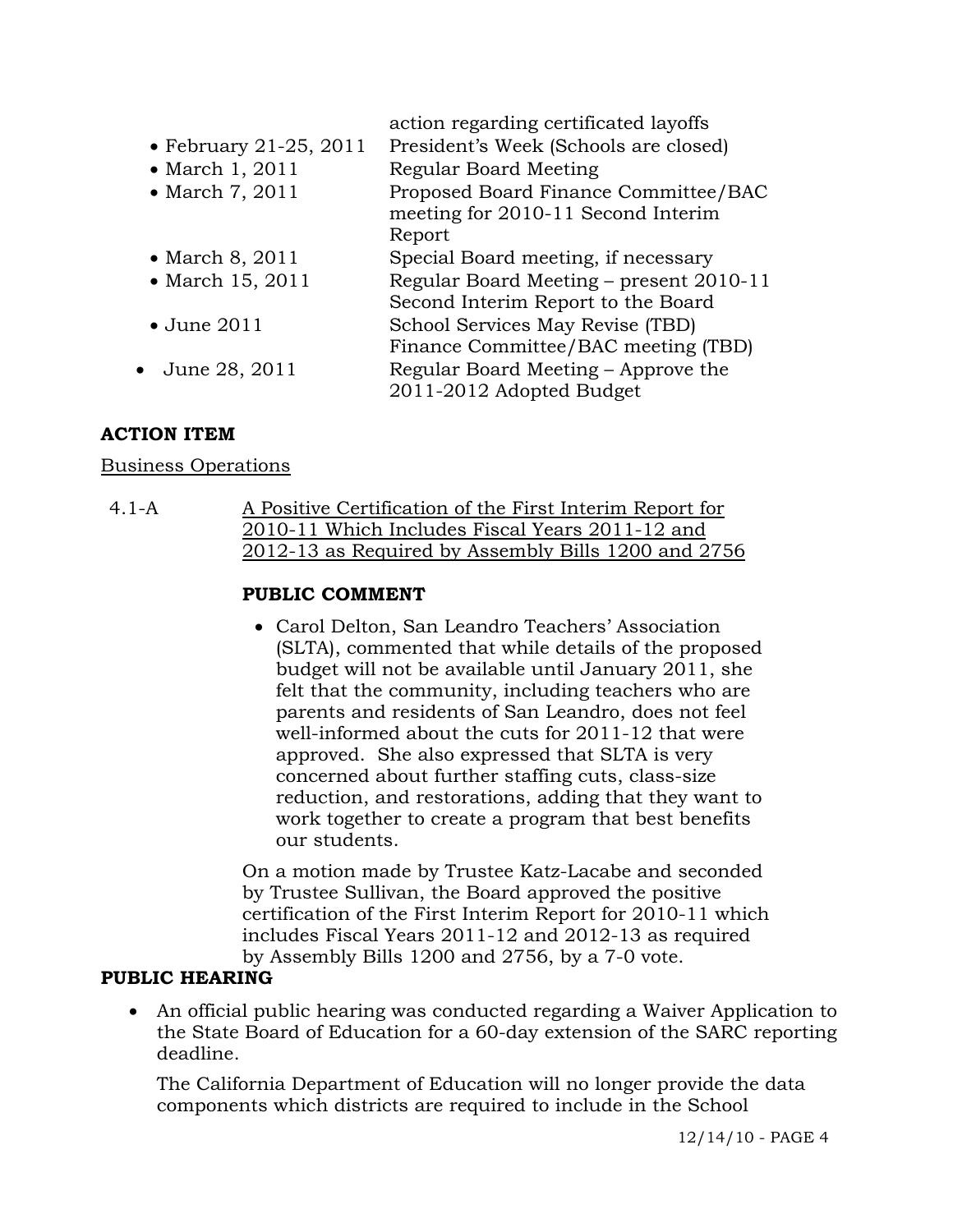action regarding certificated layoffs

- February 21-25, 2011 — President's Week (Schools are closed)
- March 1, 2011 — Regular Board Meeting
- March 7, 2011 — Proposed Board Finance Committee/BAC meeting for 2010-11 Second Interim Report
- March 8, 2011 — Special Board meeting, if necessary
- March 15, 2011 — Regular Board Meeting – present 2010-11 Second Interim Report to the Board
- June 2011 — School Services May Revise (TBD) Finance Committee/BAC meeting (TBD)
- June 28, 2011 — Regular Board Meeting – Approve the 2011-2012 Adopted Budget

**ACTION ITEM**

Business Operations

4.1-A A Positive Certification of the First Interim Report for 2010-11 Which Includes Fiscal Years 2011-12 and 2012-13 as Required by Assembly Bills 1200 and 2756

**PUBLIC COMMENT**

- Carol Delton, San Leandro Teachers' Association (SLTA), commented that while details of the proposed budget will not be available until January 2011, she felt that the community, including teachers who are parents and residents of San Leandro, does not feel well-informed about the cuts for 2011-12 that were approved. She also expressed that SLTA is very concerned about further staffing cuts, class-size reduction, and restorations, adding that they want to work together to create a program that best benefits our students.

On a motion made by Trustee Katz-Lacabe and seconded by Trustee Sullivan, the Board approved the positive certification of the First Interim Report for 2010-11 which includes Fiscal Years 2011-12 and 2012-13 as required by Assembly Bills 1200 and 2756, by a 7-0 vote.

**PUBLIC HEARING**

- An official public hearing was conducted regarding a Waiver Application to the State Board of Education for a 60-day extension of the SARC reporting deadline.

  The California Department of Education will no longer provide the data components which districts are required to include in the School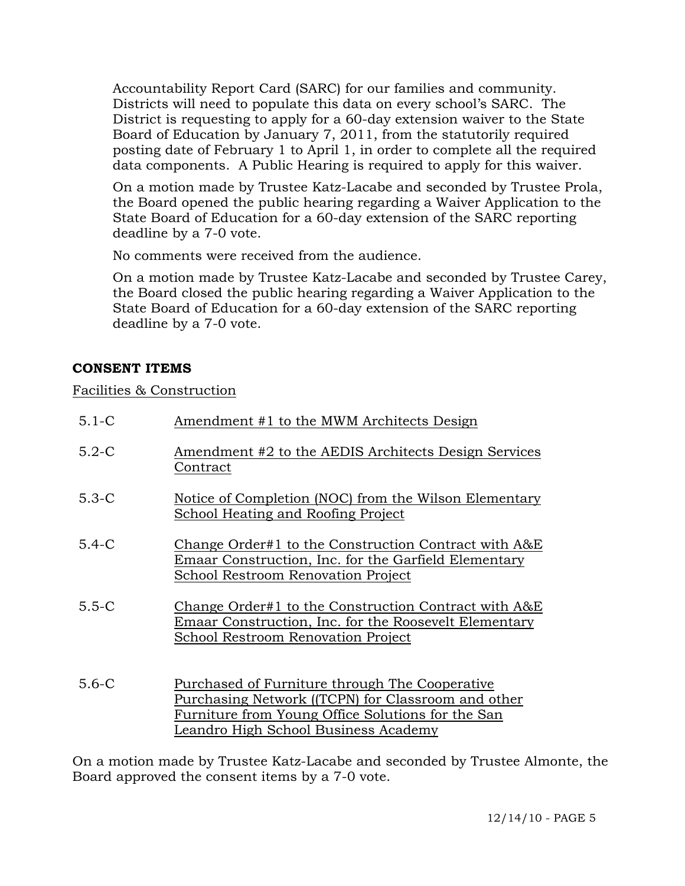Accountability Report Card (SARC) for our families and community. Districts will need to populate this data on every school's SARC. The District is requesting to apply for a 60-day extension waiver to the State Board of Education by January 7, 2011, from the statutorily required posting date of February 1 to April 1, in order to complete all the required data components. A Public Hearing is required to apply for this waiver.

On a motion made by Trustee Katz-Lacabe and seconded by Trustee Prola, the Board opened the public hearing regarding a Waiver Application to the State Board of Education for a 60-day extension of the SARC reporting deadline by a 7-0 vote.

No comments were received from the audience.

On a motion made by Trustee Katz-Lacabe and seconded by Trustee Carey, the Board closed the public hearing regarding a Waiver Application to the State Board of Education for a 60-day extension of the SARC reporting deadline by a 7-0 vote.

**CONSENT ITEMS**

Facilities & Construction

5.1-C Amendment #1 to the MWM Architects Design

5.2-C Amendment #2 to the AEDIS Architects Design Services Contract

5.3-C Notice of Completion (NOC) from the Wilson Elementary School Heating and Roofing Project

5.4-C Change Order#1 to the Construction Contract with A&E Emaar Construction, Inc. for the Garfield Elementary School Restroom Renovation Project

5.5-C Change Order#1 to the Construction Contract with A&E Emaar Construction, Inc. for the Roosevelt Elementary School Restroom Renovation Project

5.6-C Purchased of Furniture through The Cooperative Purchasing Network ((TCPN) for Classroom and other Furniture from Young Office Solutions for the San Leandro High School Business Academy

On a motion made by Trustee Katz-Lacabe and seconded by Trustee Almonte, the Board approved the consent items by a 7-0 vote.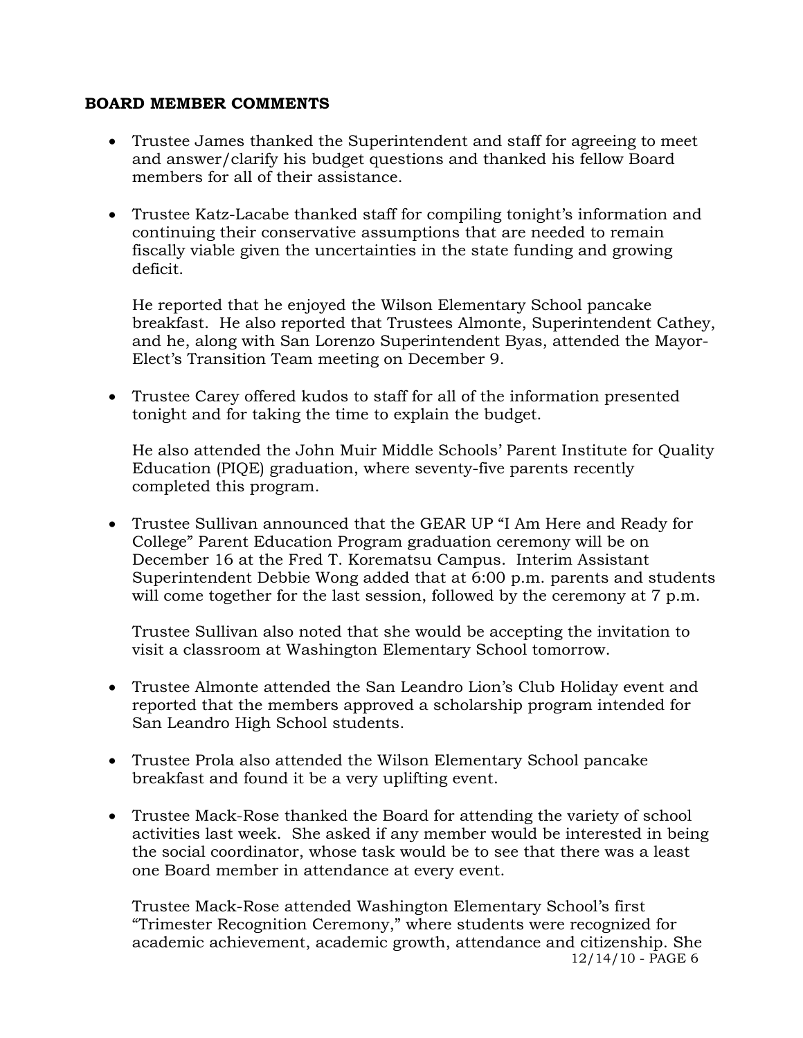**BOARD MEMBER COMMENTS**

- Trustee James thanked the Superintendent and staff for agreeing to meet and answer/clarify his budget questions and thanked his fellow Board members for all of their assistance.

- Trustee Katz-Lacabe thanked staff for compiling tonight's information and continuing their conservative assumptions that are needed to remain fiscally viable given the uncertainties in the state funding and growing deficit.

  He reported that he enjoyed the Wilson Elementary School pancake breakfast. He also reported that Trustees Almonte, Superintendent Cathey, and he, along with San Lorenzo Superintendent Byas, attended the Mayor-Elect's Transition Team meeting on December 9.

- Trustee Carey offered kudos to staff for all of the information presented tonight and for taking the time to explain the budget.

  He also attended the John Muir Middle Schools' Parent Institute for Quality Education (PIQE) graduation, where seventy-five parents recently completed this program.

- Trustee Sullivan announced that the GEAR UP "I Am Here and Ready for College" Parent Education Program graduation ceremony will be on December 16 at the Fred T. Korematsu Campus. Interim Assistant Superintendent Debbie Wong added that at 6:00 p.m. parents and students will come together for the last session, followed by the ceremony at 7 p.m.

  Trustee Sullivan also noted that she would be accepting the invitation to visit a classroom at Washington Elementary School tomorrow.

- Trustee Almonte attended the San Leandro Lion's Club Holiday event and reported that the members approved a scholarship program intended for San Leandro High School students.

- Trustee Prola also attended the Wilson Elementary School pancake breakfast and found it be a very uplifting event.

- Trustee Mack-Rose thanked the Board for attending the variety of school activities last week. She asked if any member would be interested in being the social coordinator, whose task would be to see that there was a least one Board member in attendance at every event.

  Trustee Mack-Rose attended Washington Elementary School's first "Trimester Recognition Ceremony," where students were recognized for academic achievement, academic growth, attendance and citizenship. She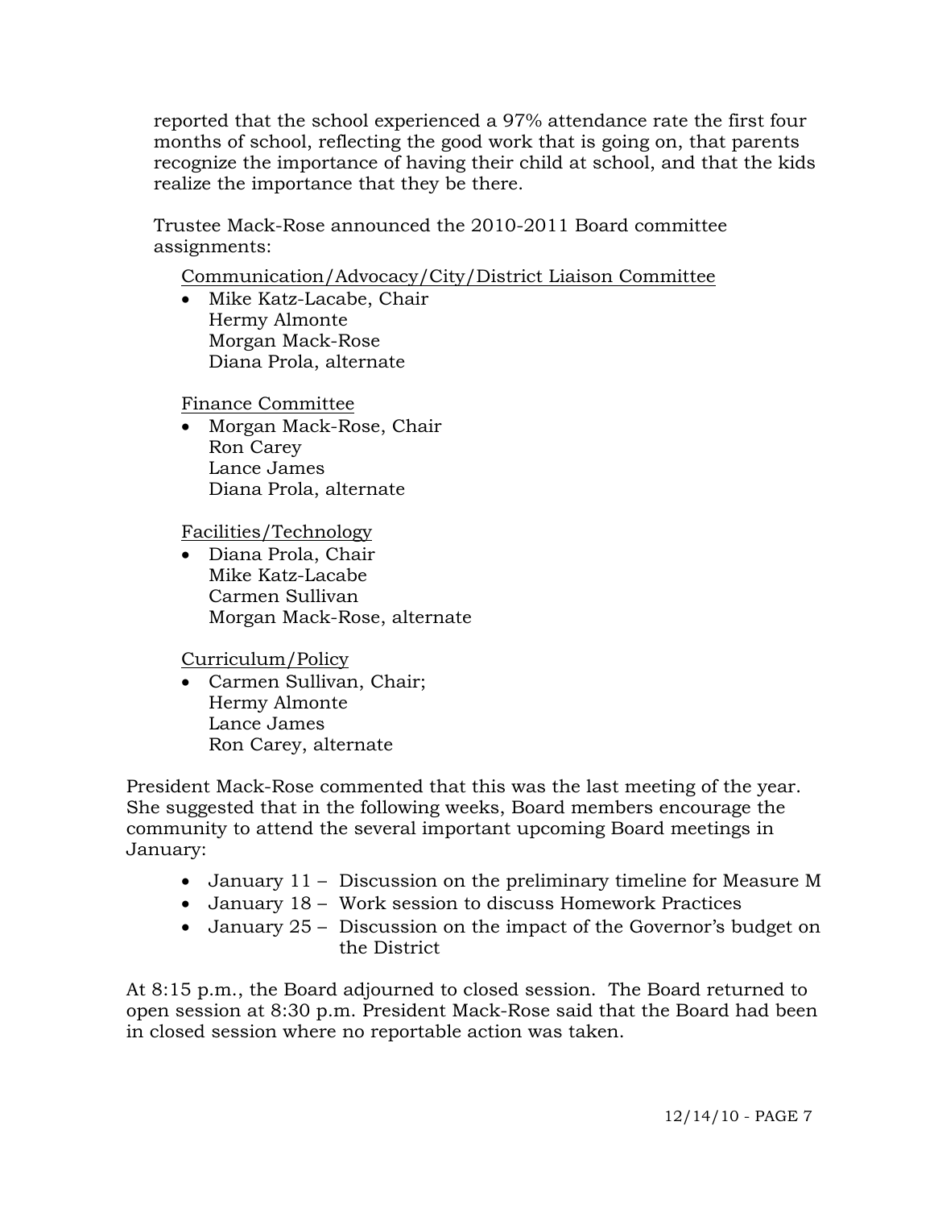reported that the school experienced a 97% attendance rate the first four months of school, reflecting the good work that is going on, that parents recognize the importance of having their child at school, and that the kids realize the importance that they be there.

Trustee Mack-Rose announced the 2010-2011 Board committee assignments:

Communication/Advocacy/City/District Liaison Committee

- Mike Katz-Lacabe, Chair
  Hermy Almonte
  Morgan Mack-Rose
  Diana Prola, alternate

Finance Committee

- Morgan Mack-Rose, Chair
  Ron Carey
  Lance James
  Diana Prola, alternate

Facilities/Technology

- Diana Prola, Chair
  Mike Katz-Lacabe
  Carmen Sullivan
  Morgan Mack-Rose, alternate

Curriculum/Policy

- Carmen Sullivan, Chair;
  Hermy Almonte
  Lance James
  Ron Carey, alternate

President Mack-Rose commented that this was the last meeting of the year. She suggested that in the following weeks, Board members encourage the community to attend the several important upcoming Board meetings in January:

- January 11 – Discussion on the preliminary timeline for Measure M
- January 18 – Work session to discuss Homework Practices
- January 25 – Discussion on the impact of the Governor's budget on the District

At 8:15 p.m., the Board adjourned to closed session. The Board returned to open session at 8:30 p.m. President Mack-Rose said that the Board had been in closed session where no reportable action was taken.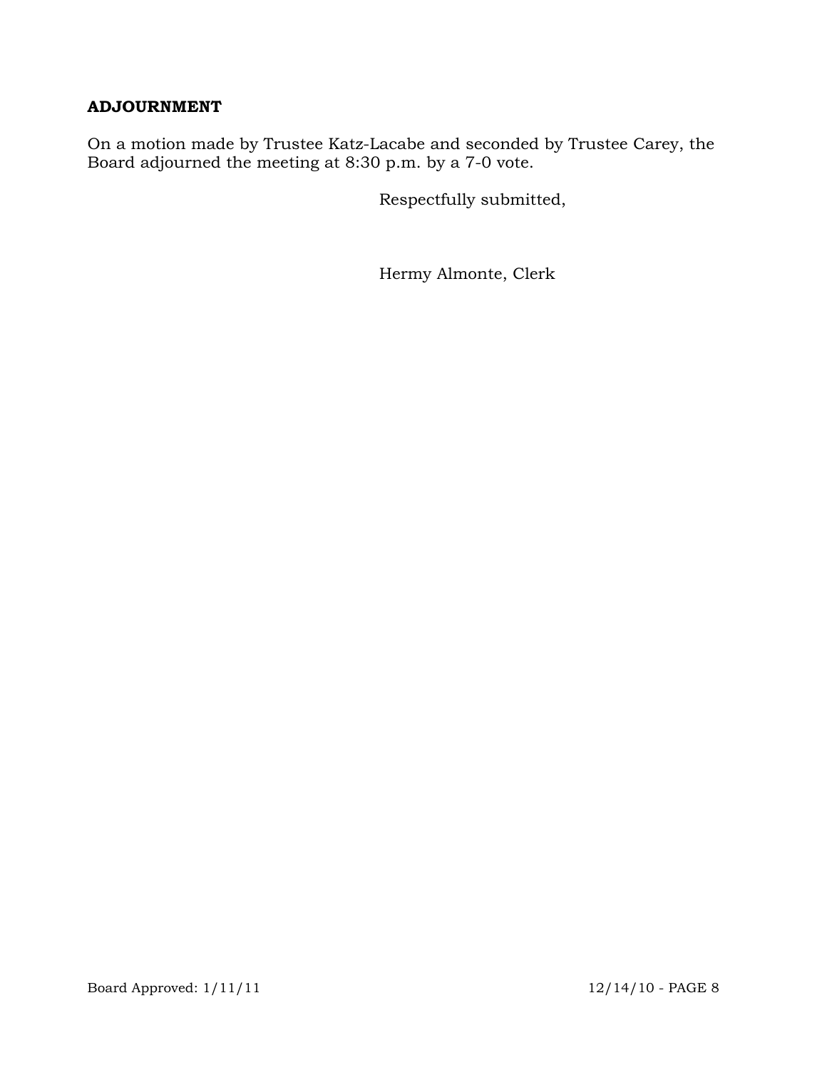**ADJOURNMENT**

On a motion made by Trustee Katz-Lacabe and seconded by Trustee Carey, the Board adjourned the meeting at 8:30 p.m. by a 7-0 vote.

Respectfully submitted,

Hermy Almonte, Clerk